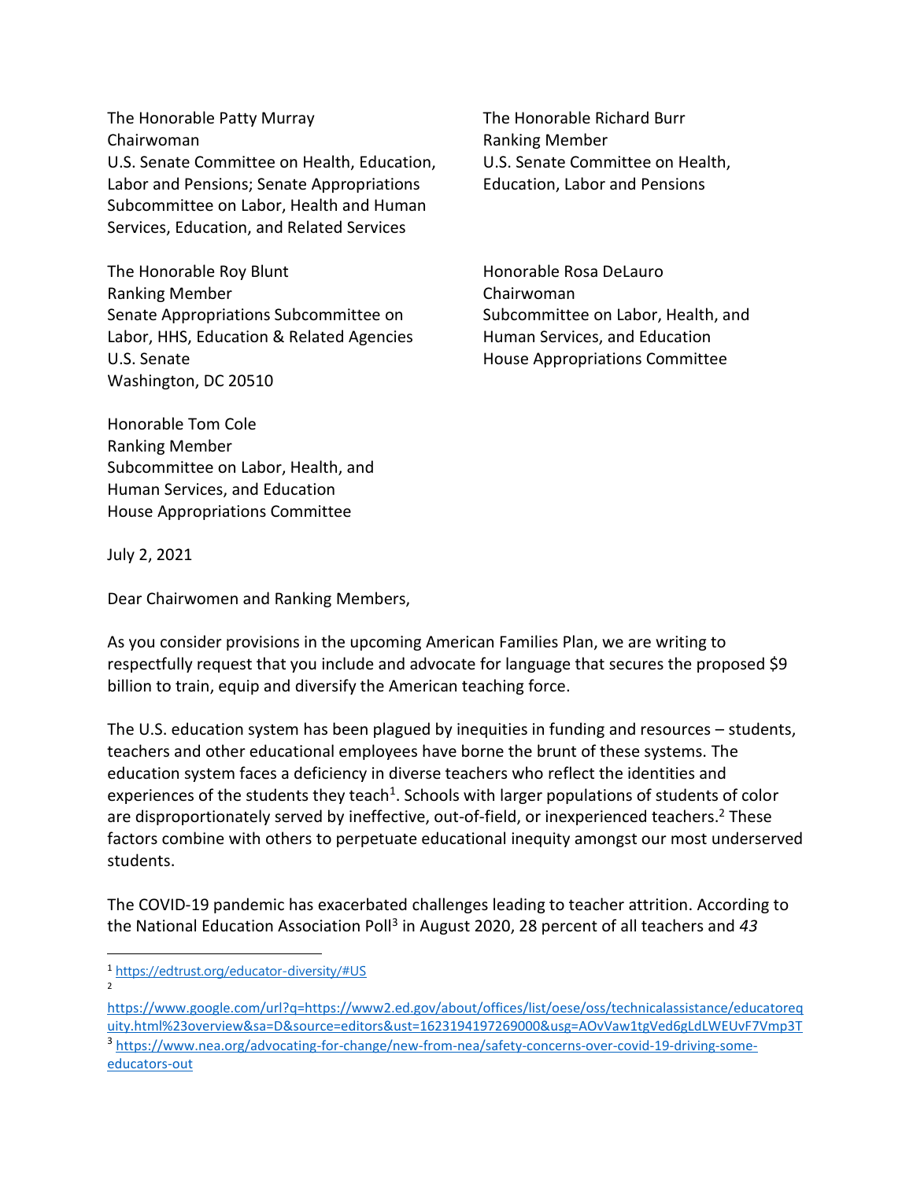The Honorable Patty Murray
Chairwoman
U.S. Senate Committee on Health, Education, Labor and Pensions; Senate Appropriations Subcommittee on Labor, Health and Human Services, Education, and Related Services

The Honorable Richard Burr
Ranking Member
U.S. Senate Committee on Health, Education, Labor and Pensions

The Honorable Roy Blunt
Ranking Member
Senate Appropriations Subcommittee on Labor, HHS, Education & Related Agencies
U.S. Senate
Washington, DC 20510

Honorable Rosa DeLauro
Chairwoman
Subcommittee on Labor, Health, and Human Services, and Education
House Appropriations Committee

Honorable Tom Cole
Ranking Member
Subcommittee on Labor, Health, and Human Services, and Education
House Appropriations Committee

July 2, 2021

Dear Chairwomen and Ranking Members,

As you consider provisions in the upcoming American Families Plan, we are writing to respectfully request that you include and advocate for language that secures the proposed $9 billion to train, equip and diversify the American teaching force.

The U.S. education system has been plagued by inequities in funding and resources – students, teachers and other educational employees have borne the brunt of these systems. The education system faces a deficiency in diverse teachers who reflect the identities and experiences of the students they teach[1]. Schools with larger populations of students of color are disproportionately served by ineffective, out-of-field, or inexperienced teachers.[2] These factors combine with others to perpetuate educational inequity amongst our most underserved students.

The COVID-19 pandemic has exacerbated challenges leading to teacher attrition. According to the National Education Association Poll[3] in August 2020, 28 percent of all teachers and *43*

---

[1] https://edtrust.org/educator-diversity/#US

[2] https://www.google.com/url?q=https://www2.ed.gov/about/offices/list/oese/oss/technicalassistance/educatorequity.html%23overview&sa=D&source=editors&ust=1623194197269000&usg=AOvVaw1tgVed6gLdLWEUvF7Vmp3T

[3] https://www.nea.org/advocating-for-change/new-from-nea/safety-concerns-over-covid-19-driving-some-educators-out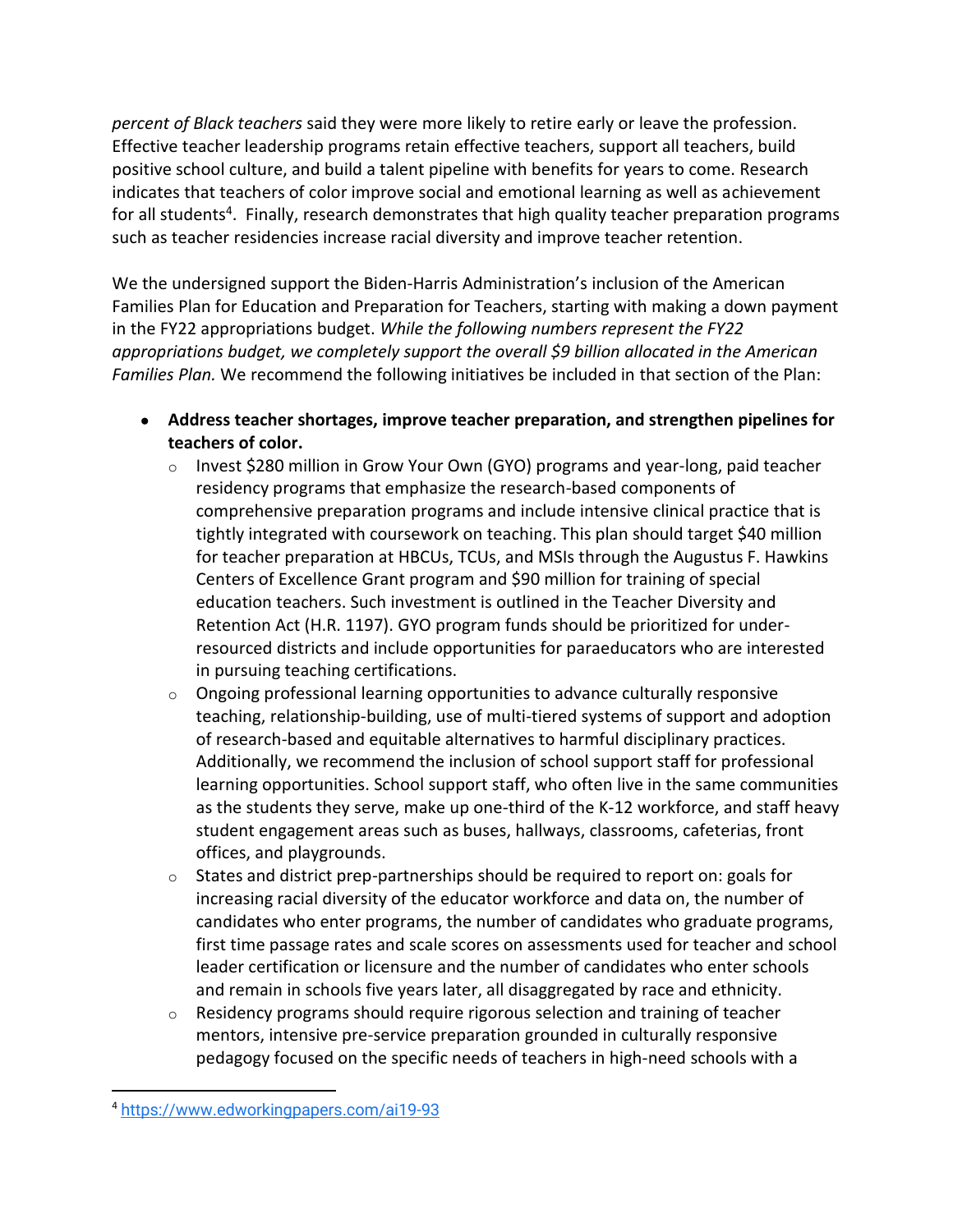*percent of Black teachers* said they were more likely to retire early or leave the profession. Effective teacher leadership programs retain effective teachers, support all teachers, build positive school culture, and build a talent pipeline with benefits for years to come. Research indicates that teachers of color improve social and emotional learning as well as achievement for all students[4]. Finally, research demonstrates that high quality teacher preparation programs such as teacher residencies increase racial diversity and improve teacher retention.

We the undersigned support the Biden-Harris Administration's inclusion of the American Families Plan for Education and Preparation for Teachers, starting with making a down payment in the FY22 appropriations budget. *While the following numbers represent the FY22 appropriations budget, we completely support the overall $9 billion allocated in the American Families Plan.* We recommend the following initiatives be included in that section of the Plan:

- **Address teacher shortages, improve teacher preparation, and strengthen pipelines for teachers of color.**
  - Invest $280 million in Grow Your Own (GYO) programs and year-long, paid teacher residency programs that emphasize the research-based components of comprehensive preparation programs and include intensive clinical practice that is tightly integrated with coursework on teaching. This plan should target $40 million for teacher preparation at HBCUs, TCUs, and MSIs through the Augustus F. Hawkins Centers of Excellence Grant program and $90 million for training of special education teachers. Such investment is outlined in the Teacher Diversity and Retention Act (H.R. 1197). GYO program funds should be prioritized for under-resourced districts and include opportunities for paraeducators who are interested in pursuing teaching certifications.
  - Ongoing professional learning opportunities to advance culturally responsive teaching, relationship-building, use of multi-tiered systems of support and adoption of research-based and equitable alternatives to harmful disciplinary practices. Additionally, we recommend the inclusion of school support staff for professional learning opportunities. School support staff, who often live in the same communities as the students they serve, make up one-third of the K-12 workforce, and staff heavy student engagement areas such as buses, hallways, classrooms, cafeterias, front offices, and playgrounds.
  - States and district prep-partnerships should be required to report on: goals for increasing racial diversity of the educator workforce and data on, the number of candidates who enter programs, the number of candidates who graduate programs, first time passage rates and scale scores on assessments used for teacher and school leader certification or licensure and the number of candidates who enter schools and remain in schools five years later, all disaggregated by race and ethnicity.
  - Residency programs should require rigorous selection and training of teacher mentors, intensive pre-service preparation grounded in culturally responsive pedagogy focused on the specific needs of teachers in high-need schools with a

[4] https://www.edworkingpapers.com/ai19-93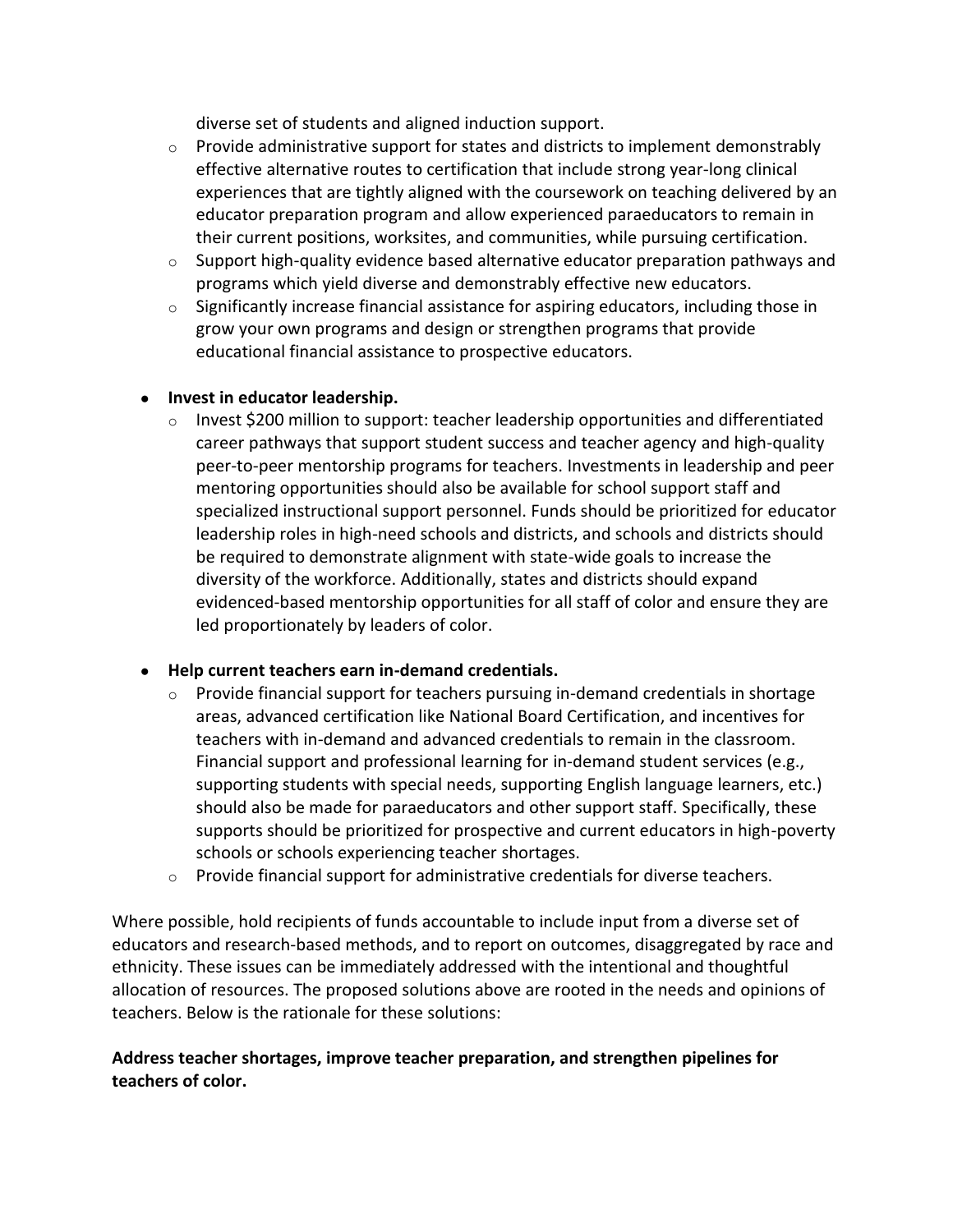diverse set of students and aligned induction support.
  - Provide administrative support for states and districts to implement demonstrably effective alternative routes to certification that include strong year-long clinical experiences that are tightly aligned with the coursework on teaching delivered by an educator preparation program and allow experienced paraeducators to remain in their current positions, worksites, and communities, while pursuing certification.
  - Support high-quality evidence based alternative educator preparation pathways and programs which yield diverse and demonstrably effective new educators.
  - Significantly increase financial assistance for aspiring educators, including those in grow your own programs and design or strengthen programs that provide educational financial assistance to prospective educators.

- **Invest in educator leadership.**
  - Invest $200 million to support: teacher leadership opportunities and differentiated career pathways that support student success and teacher agency and high-quality peer-to-peer mentorship programs for teachers. Investments in leadership and peer mentoring opportunities should also be available for school support staff and specialized instructional support personnel. Funds should be prioritized for educator leadership roles in high-need schools and districts, and schools and districts should be required to demonstrate alignment with state-wide goals to increase the diversity of the workforce. Additionally, states and districts should expand evidenced-based mentorship opportunities for all staff of color and ensure they are led proportionately by leaders of color.

- **Help current teachers earn in-demand credentials.**
  - Provide financial support for teachers pursuing in-demand credentials in shortage areas, advanced certification like National Board Certification, and incentives for teachers with in-demand and advanced credentials to remain in the classroom. Financial support and professional learning for in-demand student services (e.g., supporting students with special needs, supporting English language learners, etc.) should also be made for paraeducators and other support staff. Specifically, these supports should be prioritized for prospective and current educators in high-poverty schools or schools experiencing teacher shortages.
  - Provide financial support for administrative credentials for diverse teachers.

Where possible, hold recipients of funds accountable to include input from a diverse set of educators and research-based methods, and to report on outcomes, disaggregated by race and ethnicity. These issues can be immediately addressed with the intentional and thoughtful allocation of resources. The proposed solutions above are rooted in the needs and opinions of teachers. Below is the rationale for these solutions:

**Address teacher shortages, improve teacher preparation, and strengthen pipelines for teachers of color.**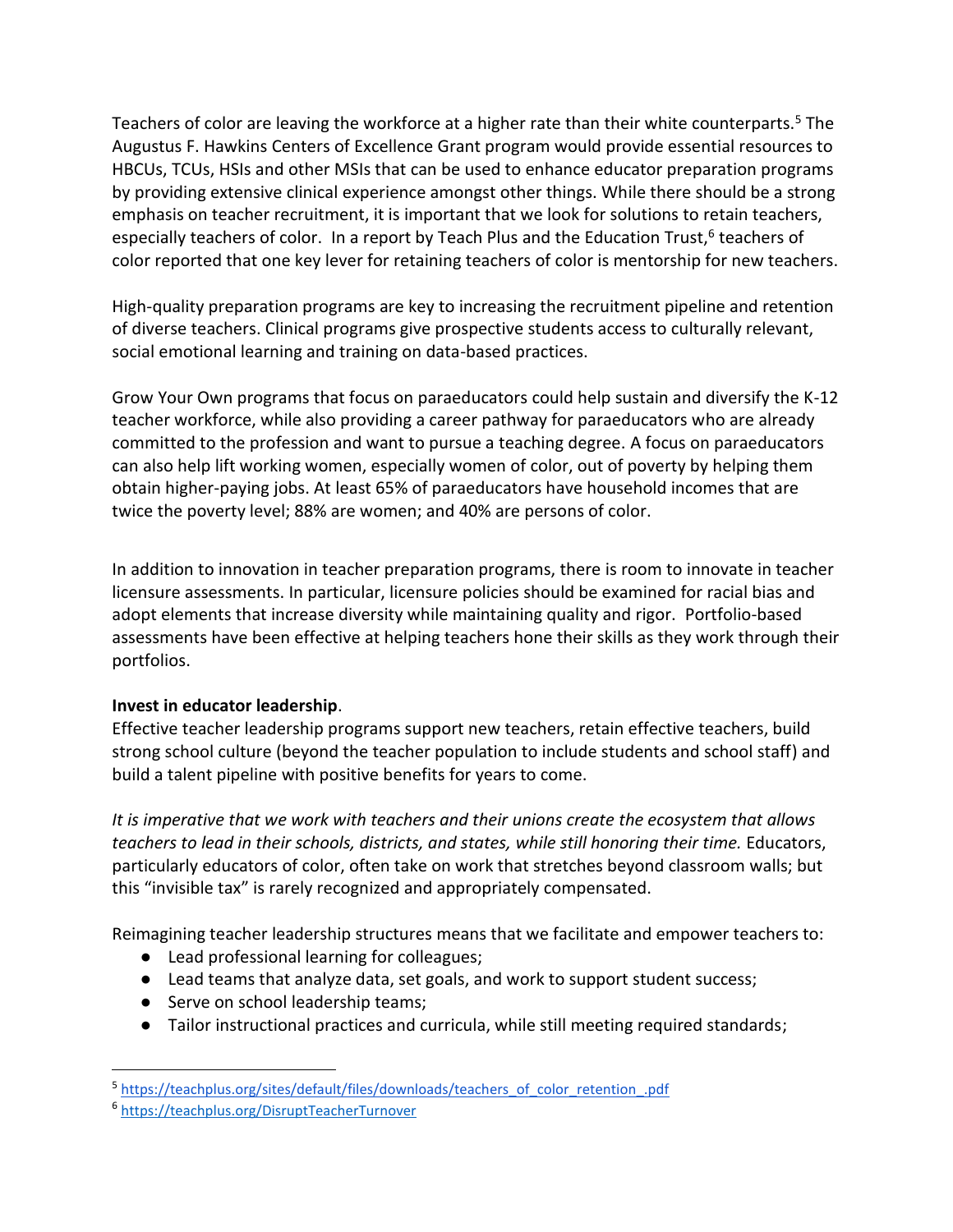Teachers of color are leaving the workforce at a higher rate than their white counterparts.[5] The Augustus F. Hawkins Centers of Excellence Grant program would provide essential resources to HBCUs, TCUs, HSIs and other MSIs that can be used to enhance educator preparation programs by providing extensive clinical experience amongst other things. While there should be a strong emphasis on teacher recruitment, it is important that we look for solutions to retain teachers, especially teachers of color. In a report by Teach Plus and the Education Trust,[6] teachers of color reported that one key lever for retaining teachers of color is mentorship for new teachers.

High-quality preparation programs are key to increasing the recruitment pipeline and retention of diverse teachers. Clinical programs give prospective students access to culturally relevant, social emotional learning and training on data-based practices.

Grow Your Own programs that focus on paraeducators could help sustain and diversify the K-12 teacher workforce, while also providing a career pathway for paraeducators who are already committed to the profession and want to pursue a teaching degree. A focus on paraeducators can also help lift working women, especially women of color, out of poverty by helping them obtain higher-paying jobs. At least 65% of paraeducators have household incomes that are twice the poverty level; 88% are women; and 40% are persons of color.

In addition to innovation in teacher preparation programs, there is room to innovate in teacher licensure assessments. In particular, licensure policies should be examined for racial bias and adopt elements that increase diversity while maintaining quality and rigor. Portfolio-based assessments have been effective at helping teachers hone their skills as they work through their portfolios.

**Invest in educator leadership**.
Effective teacher leadership programs support new teachers, retain effective teachers, build strong school culture (beyond the teacher population to include students and school staff) and build a talent pipeline with positive benefits for years to come.

*It is imperative that we work with teachers and their unions create the ecosystem that allows teachers to lead in their schools, districts, and states, while still honoring their time.* Educators, particularly educators of color, often take on work that stretches beyond classroom walls; but this "invisible tax" is rarely recognized and appropriately compensated.

Reimagining teacher leadership structures means that we facilitate and empower teachers to:

- Lead professional learning for colleagues;
- Lead teams that analyze data, set goals, and work to support student success;
- Serve on school leadership teams;
- Tailor instructional practices and curricula, while still meeting required standards;

[5] https://teachplus.org/sites/default/files/downloads/teachers_of_color_retention_.pdf
[6] https://teachplus.org/DisruptTeacherTurnover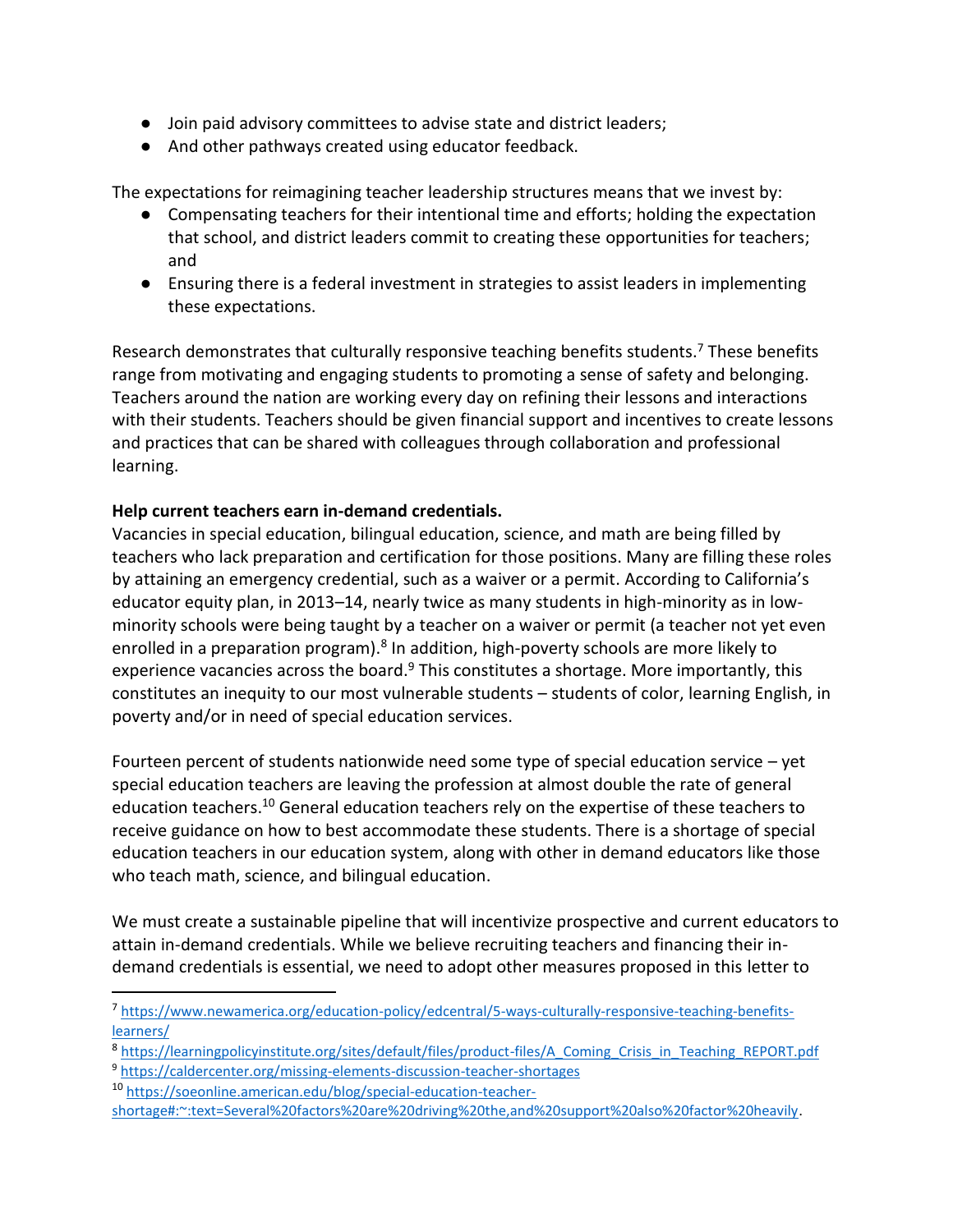- Join paid advisory committees to advise state and district leaders;
- And other pathways created using educator feedback.

The expectations for reimagining teacher leadership structures means that we invest by:

- Compensating teachers for their intentional time and efforts; holding the expectation that school, and district leaders commit to creating these opportunities for teachers; and
- Ensuring there is a federal investment in strategies to assist leaders in implementing these expectations.

Research demonstrates that culturally responsive teaching benefits students.[7] These benefits range from motivating and engaging students to promoting a sense of safety and belonging. Teachers around the nation are working every day on refining their lessons and interactions with their students. Teachers should be given financial support and incentives to create lessons and practices that can be shared with colleagues through collaboration and professional learning.

**Help current teachers earn in-demand credentials.**
Vacancies in special education, bilingual education, science, and math are being filled by teachers who lack preparation and certification for those positions. Many are filling these roles by attaining an emergency credential, such as a waiver or a permit. According to California's educator equity plan, in 2013–14, nearly twice as many students in high-minority as in low-minority schools were being taught by a teacher on a waiver or permit (a teacher not yet even enrolled in a preparation program).[8] In addition, high-poverty schools are more likely to experience vacancies across the board.[9] This constitutes a shortage. More importantly, this constitutes an inequity to our most vulnerable students – students of color, learning English, in poverty and/or in need of special education services.

Fourteen percent of students nationwide need some type of special education service – yet special education teachers are leaving the profession at almost double the rate of general education teachers.[10] General education teachers rely on the expertise of these teachers to receive guidance on how to best accommodate these students. There is a shortage of special education teachers in our education system, along with other in demand educators like those who teach math, science, and bilingual education.

We must create a sustainable pipeline that will incentivize prospective and current educators to attain in-demand credentials. While we believe recruiting teachers and financing their in-demand credentials is essential, we need to adopt other measures proposed in this letter to

---

[7] https://www.newamerica.org/education-policy/edcentral/5-ways-culturally-responsive-teaching-benefits-learners/

[8] https://learningpolicyinstitute.org/sites/default/files/product-files/A_Coming_Crisis_in_Teaching_REPORT.pdf

[9] https://caldercenter.org/missing-elements-discussion-teacher-shortages

[10] https://soeonline.american.edu/blog/special-education-teacher-shortage#:~:text=Several%20factors%20are%20driving%20the,and%20support%20also%20factor%20heavily.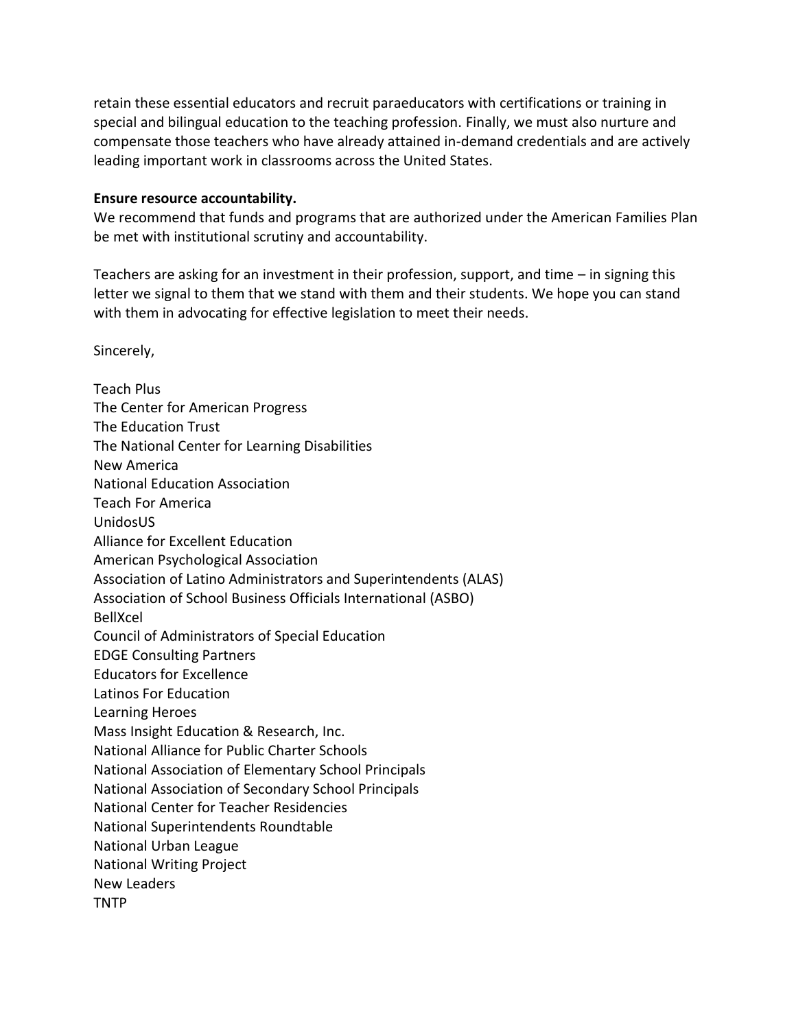retain these essential educators and recruit paraeducators with certifications or training in special and bilingual education to the teaching profession. Finally, we must also nurture and compensate those teachers who have already attained in-demand credentials and are actively leading important work in classrooms across the United States.

**Ensure resource accountability.**
We recommend that funds and programs that are authorized under the American Families Plan be met with institutional scrutiny and accountability.

Teachers are asking for an investment in their profession, support, and time – in signing this letter we signal to them that we stand with them and their students. We hope you can stand with them in advocating for effective legislation to meet their needs.

Sincerely,

Teach Plus
The Center for American Progress
The Education Trust
The National Center for Learning Disabilities
New America
National Education Association
Teach For America
UnidosUS
Alliance for Excellent Education
American Psychological Association
Association of Latino Administrators and Superintendents (ALAS)
Association of School Business Officials International (ASBO)
BellXcel
Council of Administrators of Special Education
EDGE Consulting Partners
Educators for Excellence
Latinos For Education
Learning Heroes
Mass Insight Education & Research, Inc.
National Alliance for Public Charter Schools
National Association of Elementary School Principals
National Association of Secondary School Principals
National Center for Teacher Residencies
National Superintendents Roundtable
National Urban League
National Writing Project
New Leaders
TNTP